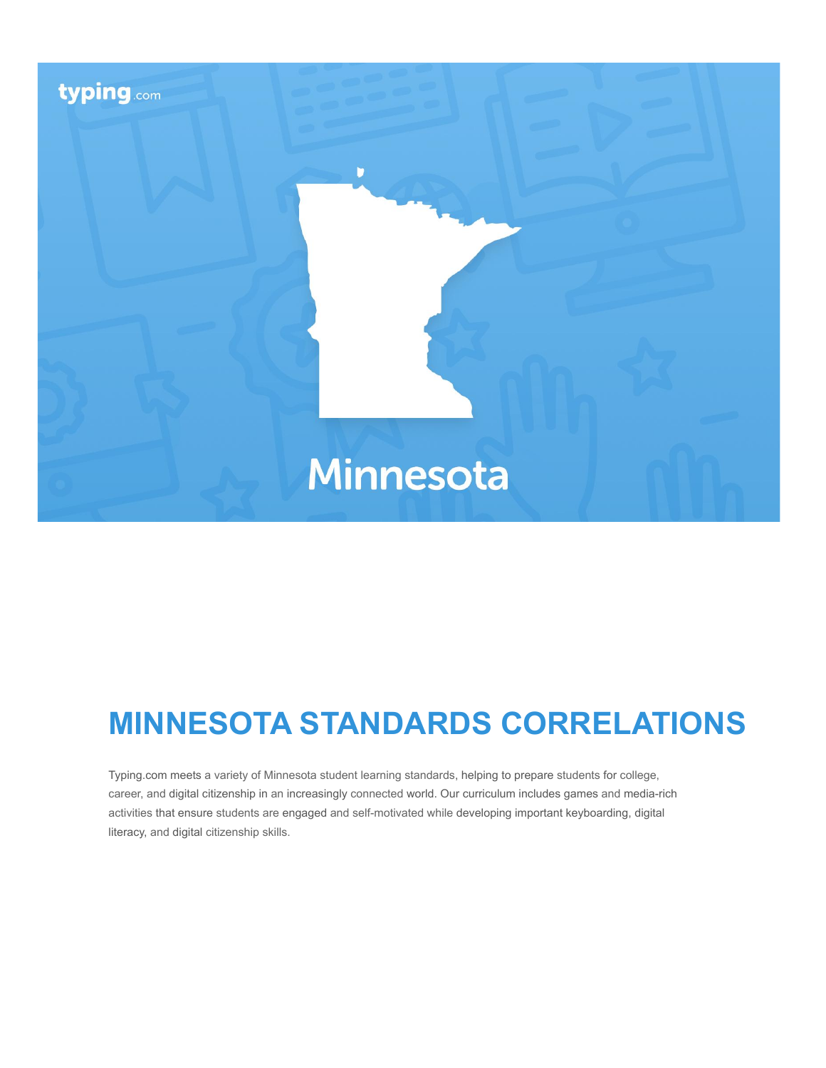typing.com

Minnesota

# MINNESOTA STANDARDS CORRELATIONS

Typing.com meets a variety of Minnesota student learning standards, helping to prepare students for college, career, and digital citizenship in an increasingly connected world. Our curriculum includes games and media-rich activities that ensure students are engaged and self-motivated while developing important keyboarding, digital literacy, and digital citizenship skills.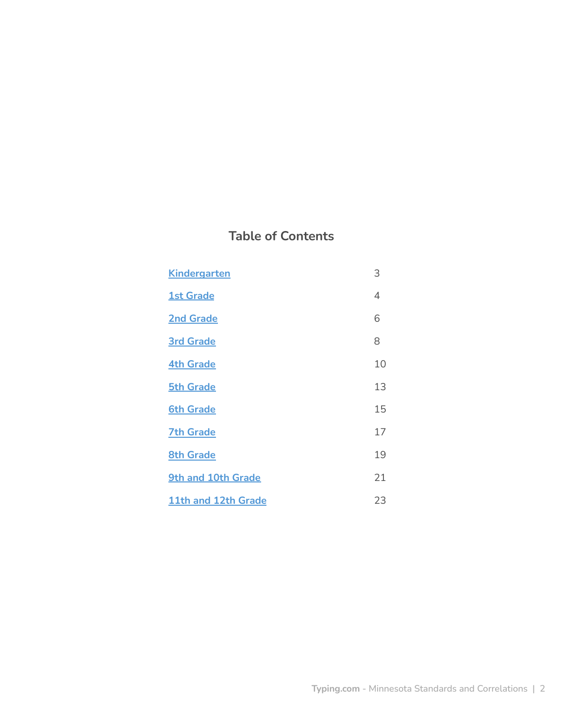## Table of Contents

| | |
|---|---|
| Kindergarten | 3 |
| 1st Grade | 4 |
| 2nd Grade | 6 |
| 3rd Grade | 8 |
| 4th Grade | 10 |
| 5th Grade | 13 |
| 6th Grade | 15 |
| 7th Grade | 17 |
| 8th Grade | 19 |
| 9th and 10th Grade | 21 |
| 11th and 12th Grade | 23 |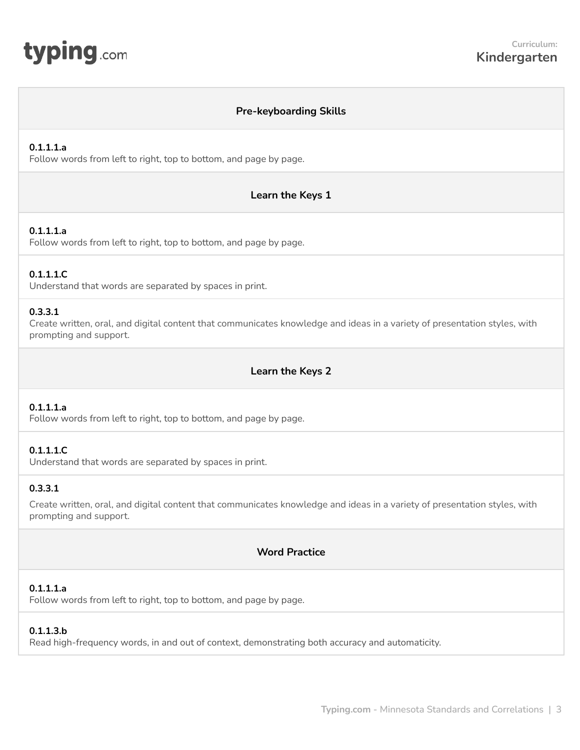## Pre-keyboarding Skills

**0.1.1.1.a**
Follow words from left to right, top to bottom, and page by page.

## Learn the Keys 1

**0.1.1.1.a**
Follow words from left to right, top to bottom, and page by page.

**0.1.1.1.C**
Understand that words are separated by spaces in print.

**0.3.3.1**
Create written, oral, and digital content that communicates knowledge and ideas in a variety of presentation styles, with prompting and support.

## Learn the Keys 2

**0.1.1.1.a**
Follow words from left to right, top to bottom, and page by page.

**0.1.1.1.C**
Understand that words are separated by spaces in print.

**0.3.3.1**
Create written, oral, and digital content that communicates knowledge and ideas in a variety of presentation styles, with prompting and support.

## Word Practice

**0.1.1.1.a**
Follow words from left to right, top to bottom, and page by page.

**0.1.1.3.b**
Read high-frequency words, in and out of context, demonstrating both accuracy and automaticity.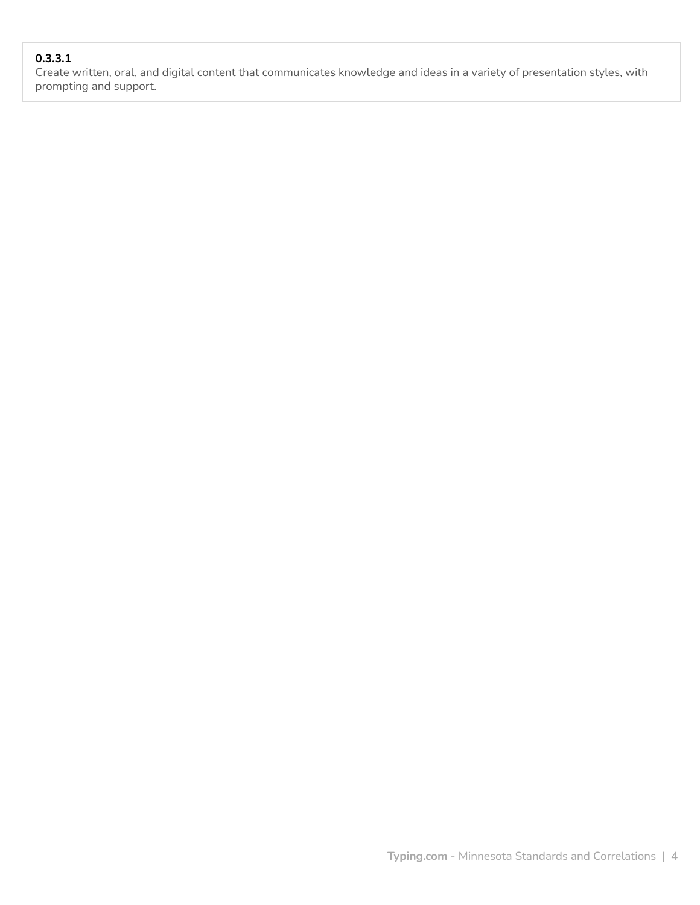**0.3.3.1**
Create written, oral, and digital content that communicates knowledge and ideas in a variety of presentation styles, with prompting and support.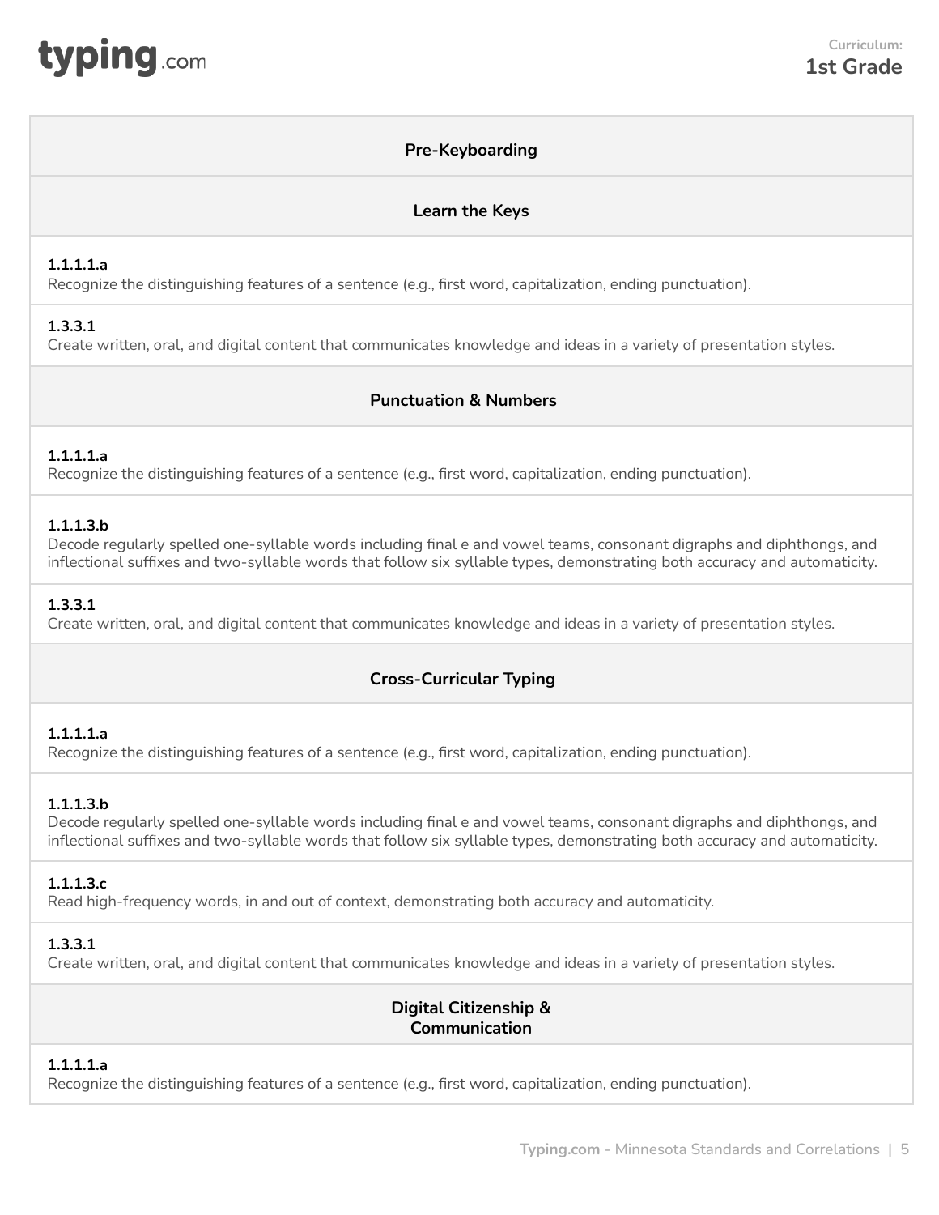**Curriculum: 1st Grade**

### Pre-Keyboarding

#### Learn the Keys

**1.1.1.1.a**
Recognize the distinguishing features of a sentence (e.g., first word, capitalization, ending punctuation).

**1.3.3.1**
Create written, oral, and digital content that communicates knowledge and ideas in a variety of presentation styles.

#### Punctuation & Numbers

**1.1.1.1.a**
Recognize the distinguishing features of a sentence (e.g., first word, capitalization, ending punctuation).

**1.1.1.3.b**
Decode regularly spelled one-syllable words including final e and vowel teams, consonant digraphs and diphthongs, and inflectional suffixes and two-syllable words that follow six syllable types, demonstrating both accuracy and automaticity.

**1.3.3.1**
Create written, oral, and digital content that communicates knowledge and ideas in a variety of presentation styles.

#### Cross-Curricular Typing

**1.1.1.1.a**
Recognize the distinguishing features of a sentence (e.g., first word, capitalization, ending punctuation).

**1.1.1.3.b**
Decode regularly spelled one-syllable words including final e and vowel teams, consonant digraphs and diphthongs, and inflectional suffixes and two-syllable words that follow six syllable types, demonstrating both accuracy and automaticity.

**1.1.1.3.c**
Read high-frequency words, in and out of context, demonstrating both accuracy and automaticity.

**1.3.3.1**
Create written, oral, and digital content that communicates knowledge and ideas in a variety of presentation styles.

#### Digital Citizenship & Communication

**1.1.1.1.a**
Recognize the distinguishing features of a sentence (e.g., first word, capitalization, ending punctuation).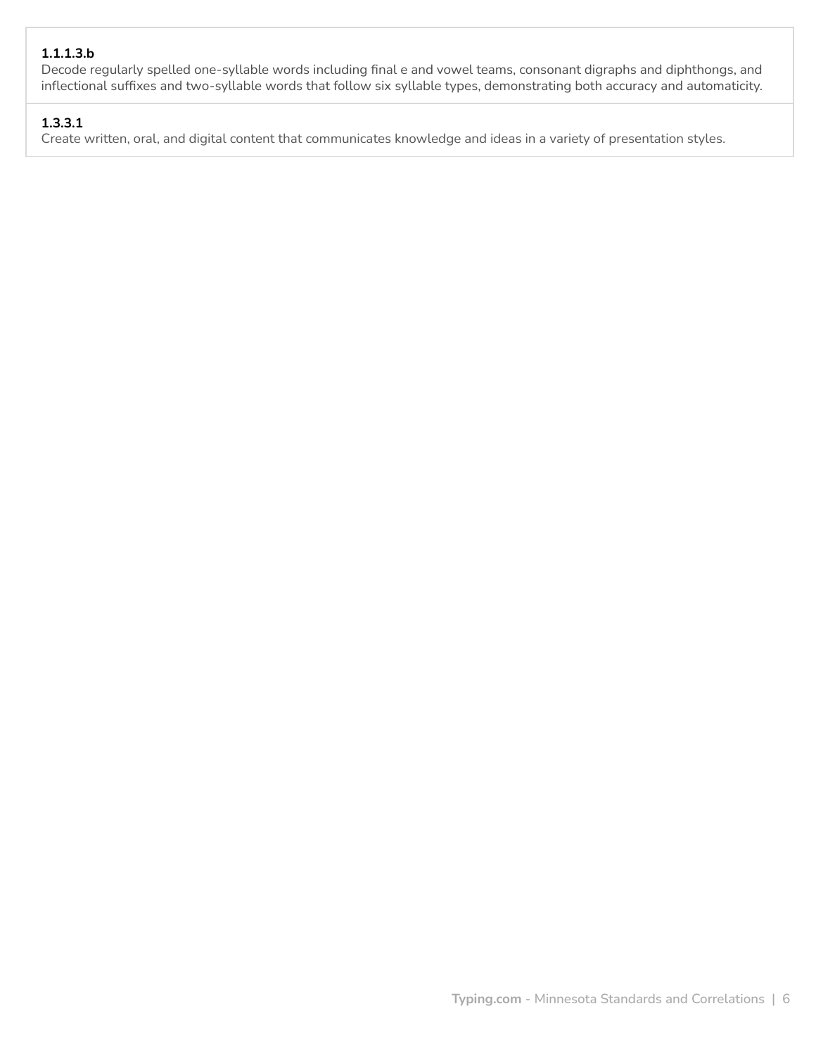**1.1.1.3.b**
Decode regularly spelled one-syllable words including final e and vowel teams, consonant digraphs and diphthongs, and inflectional suffixes and two-syllable words that follow six syllable types, demonstrating both accuracy and automaticity.

**1.3.3.1**
Create written, oral, and digital content that communicates knowledge and ideas in a variety of presentation styles.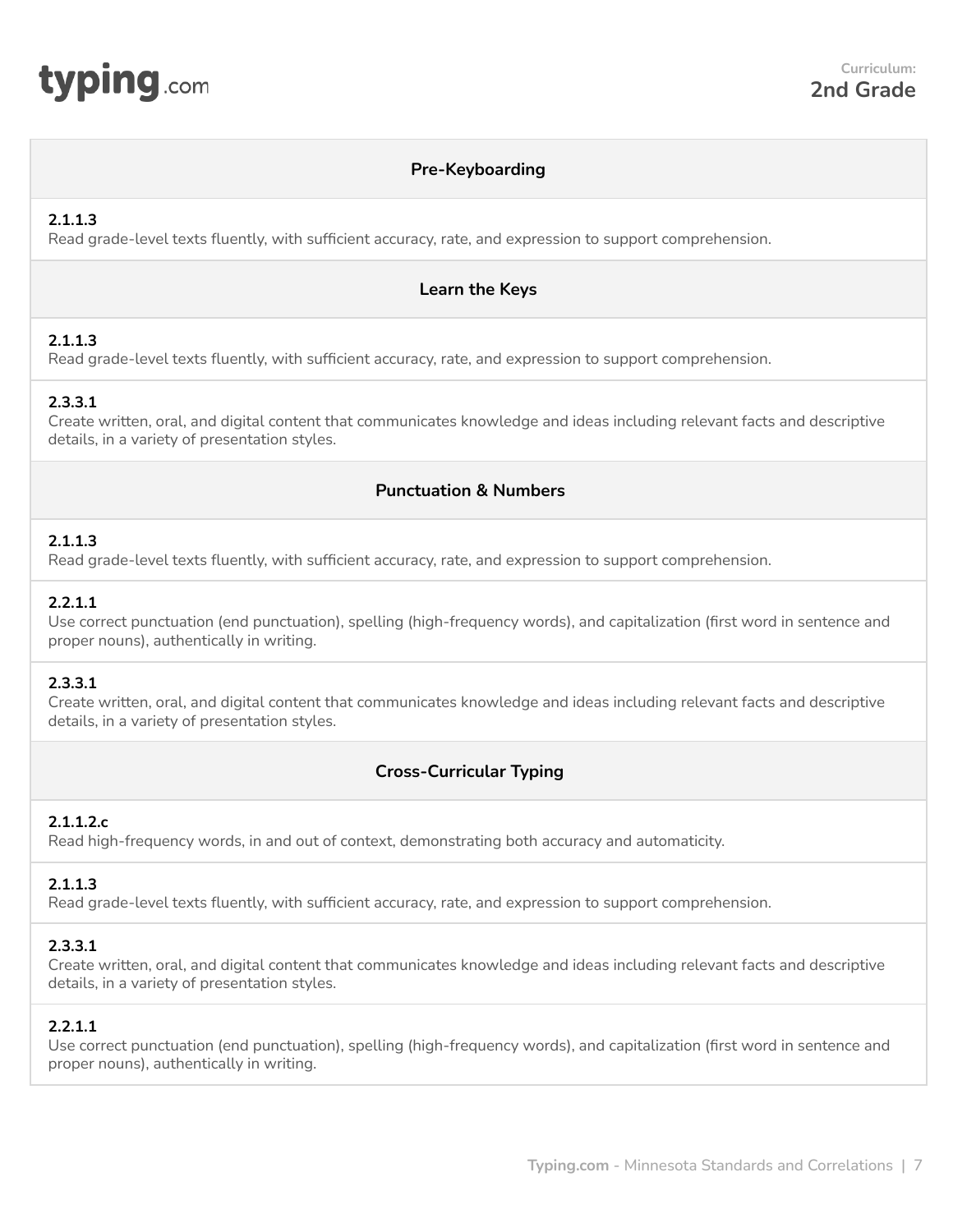Curriculum:
**2nd Grade**

## Pre-Keyboarding

**2.1.1.3**
Read grade-level texts fluently, with sufficient accuracy, rate, and expression to support comprehension.

## Learn the Keys

**2.1.1.3**
Read grade-level texts fluently, with sufficient accuracy, rate, and expression to support comprehension.

**2.3.3.1**
Create written, oral, and digital content that communicates knowledge and ideas including relevant facts and descriptive details, in a variety of presentation styles.

## Punctuation & Numbers

**2.1.1.3**
Read grade-level texts fluently, with sufficient accuracy, rate, and expression to support comprehension.

**2.2.1.1**
Use correct punctuation (end punctuation), spelling (high-frequency words), and capitalization (first word in sentence and proper nouns), authentically in writing.

**2.3.3.1**
Create written, oral, and digital content that communicates knowledge and ideas including relevant facts and descriptive details, in a variety of presentation styles.

## Cross-Curricular Typing

**2.1.1.2.c**
Read high-frequency words, in and out of context, demonstrating both accuracy and automaticity.

**2.1.1.3**
Read grade-level texts fluently, with sufficient accuracy, rate, and expression to support comprehension.

**2.3.3.1**
Create written, oral, and digital content that communicates knowledge and ideas including relevant facts and descriptive details, in a variety of presentation styles.

**2.2.1.1**
Use correct punctuation (end punctuation), spelling (high-frequency words), and capitalization (first word in sentence and proper nouns), authentically in writing.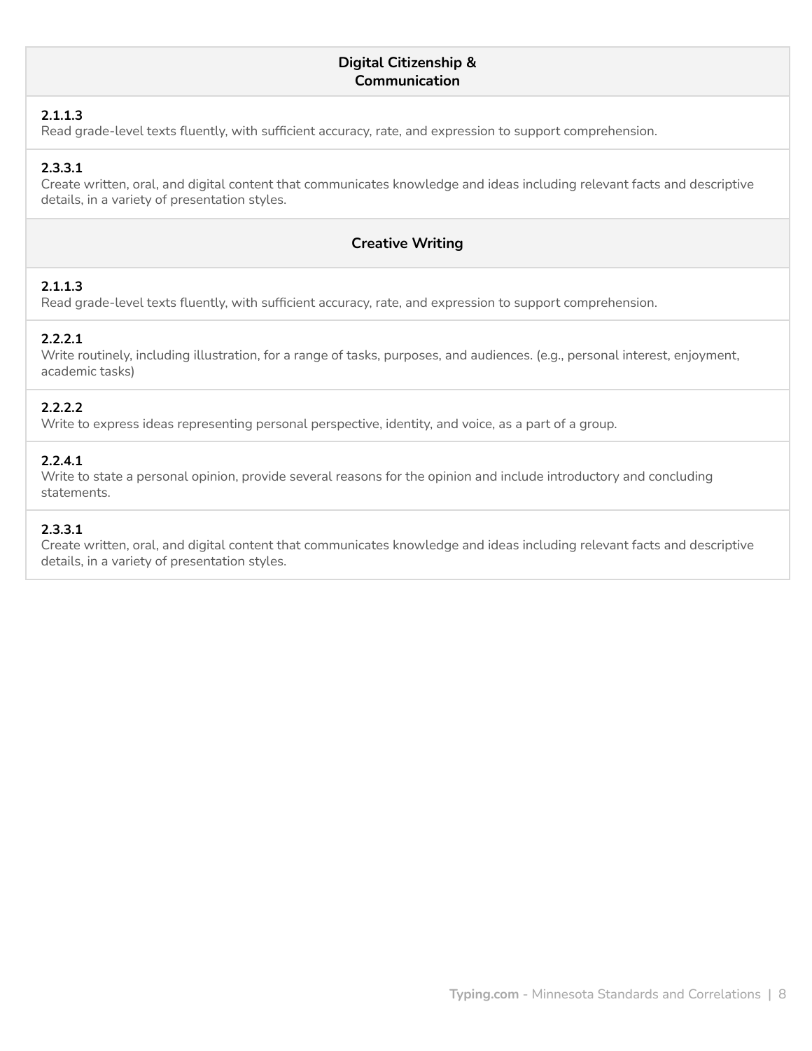## Digital Citizenship & Communication

**2.1.1.3**
Read grade-level texts fluently, with sufficient accuracy, rate, and expression to support comprehension.

**2.3.3.1**
Create written, oral, and digital content that communicates knowledge and ideas including relevant facts and descriptive details, in a variety of presentation styles.

## Creative Writing

**2.1.1.3**
Read grade-level texts fluently, with sufficient accuracy, rate, and expression to support comprehension.

**2.2.2.1**
Write routinely, including illustration, for a range of tasks, purposes, and audiences. (e.g., personal interest, enjoyment, academic tasks)

**2.2.2.2**
Write to express ideas representing personal perspective, identity, and voice, as a part of a group.

**2.2.4.1**
Write to state a personal opinion, provide several reasons for the opinion and include introductory and concluding statements.

**2.3.3.1**
Create written, oral, and digital content that communicates knowledge and ideas including relevant facts and descriptive details, in a variety of presentation styles.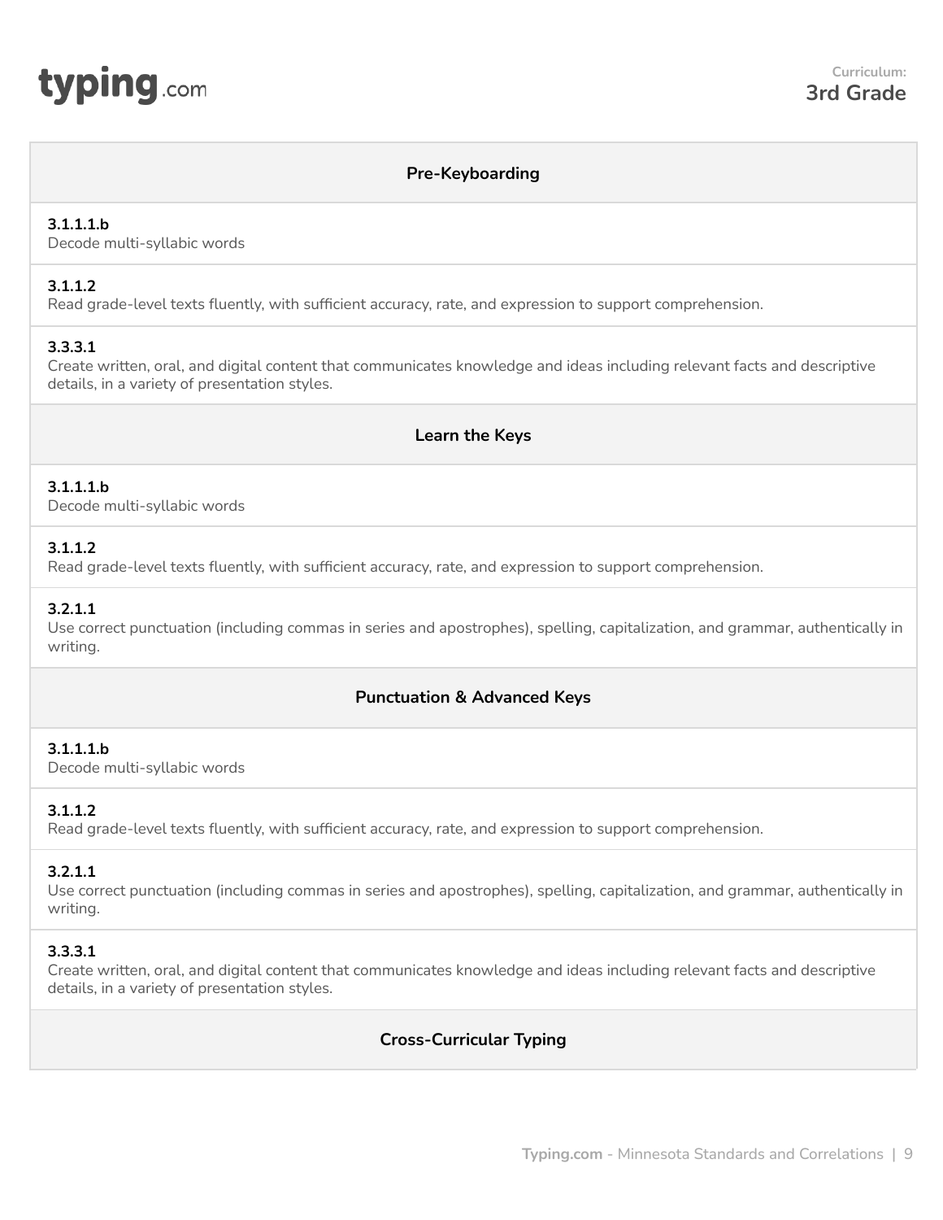## Pre-Keyboarding

**3.1.1.1.b**
Decode multi-syllabic words

**3.1.1.2**
Read grade-level texts fluently, with sufficient accuracy, rate, and expression to support comprehension.

**3.3.3.1**
Create written, oral, and digital content that communicates knowledge and ideas including relevant facts and descriptive details, in a variety of presentation styles.

## Learn the Keys

**3.1.1.1.b**
Decode multi-syllabic words

**3.1.1.2**
Read grade-level texts fluently, with sufficient accuracy, rate, and expression to support comprehension.

**3.2.1.1**
Use correct punctuation (including commas in series and apostrophes), spelling, capitalization, and grammar, authentically in writing.

## Punctuation & Advanced Keys

**3.1.1.1.b**
Decode multi-syllabic words

**3.1.1.2**
Read grade-level texts fluently, with sufficient accuracy, rate, and expression to support comprehension.

**3.2.1.1**
Use correct punctuation (including commas in series and apostrophes), spelling, capitalization, and grammar, authentically in writing.

**3.3.3.1**
Create written, oral, and digital content that communicates knowledge and ideas including relevant facts and descriptive details, in a variety of presentation styles.

## Cross-Curricular Typing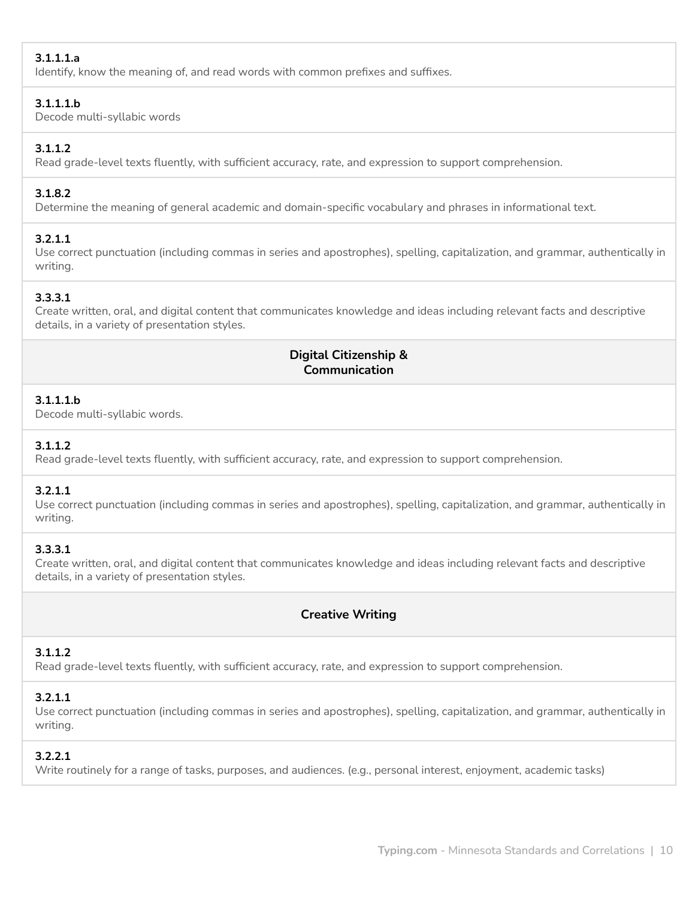**3.1.1.1.a**
Identify, know the meaning of, and read words with common prefixes and suffixes.

**3.1.1.1.b**
Decode multi-syllabic words

**3.1.1.2**
Read grade-level texts fluently, with sufficient accuracy, rate, and expression to support comprehension.

**3.1.8.2**
Determine the meaning of general academic and domain-specific vocabulary and phrases in informational text.

**3.2.1.1**
Use correct punctuation (including commas in series and apostrophes), spelling, capitalization, and grammar, authentically in writing.

**3.3.3.1**
Create written, oral, and digital content that communicates knowledge and ideas including relevant facts and descriptive details, in a variety of presentation styles.

## Digital Citizenship & Communication

**3.1.1.1.b**
Decode multi-syllabic words.

**3.1.1.2**
Read grade-level texts fluently, with sufficient accuracy, rate, and expression to support comprehension.

**3.2.1.1**
Use correct punctuation (including commas in series and apostrophes), spelling, capitalization, and grammar, authentically in writing.

**3.3.3.1**
Create written, oral, and digital content that communicates knowledge and ideas including relevant facts and descriptive details, in a variety of presentation styles.

## Creative Writing

**3.1.1.2**
Read grade-level texts fluently, with sufficient accuracy, rate, and expression to support comprehension.

**3.2.1.1**
Use correct punctuation (including commas in series and apostrophes), spelling, capitalization, and grammar, authentically in writing.

**3.2.2.1**
Write routinely for a range of tasks, purposes, and audiences. (e.g., personal interest, enjoyment, academic tasks)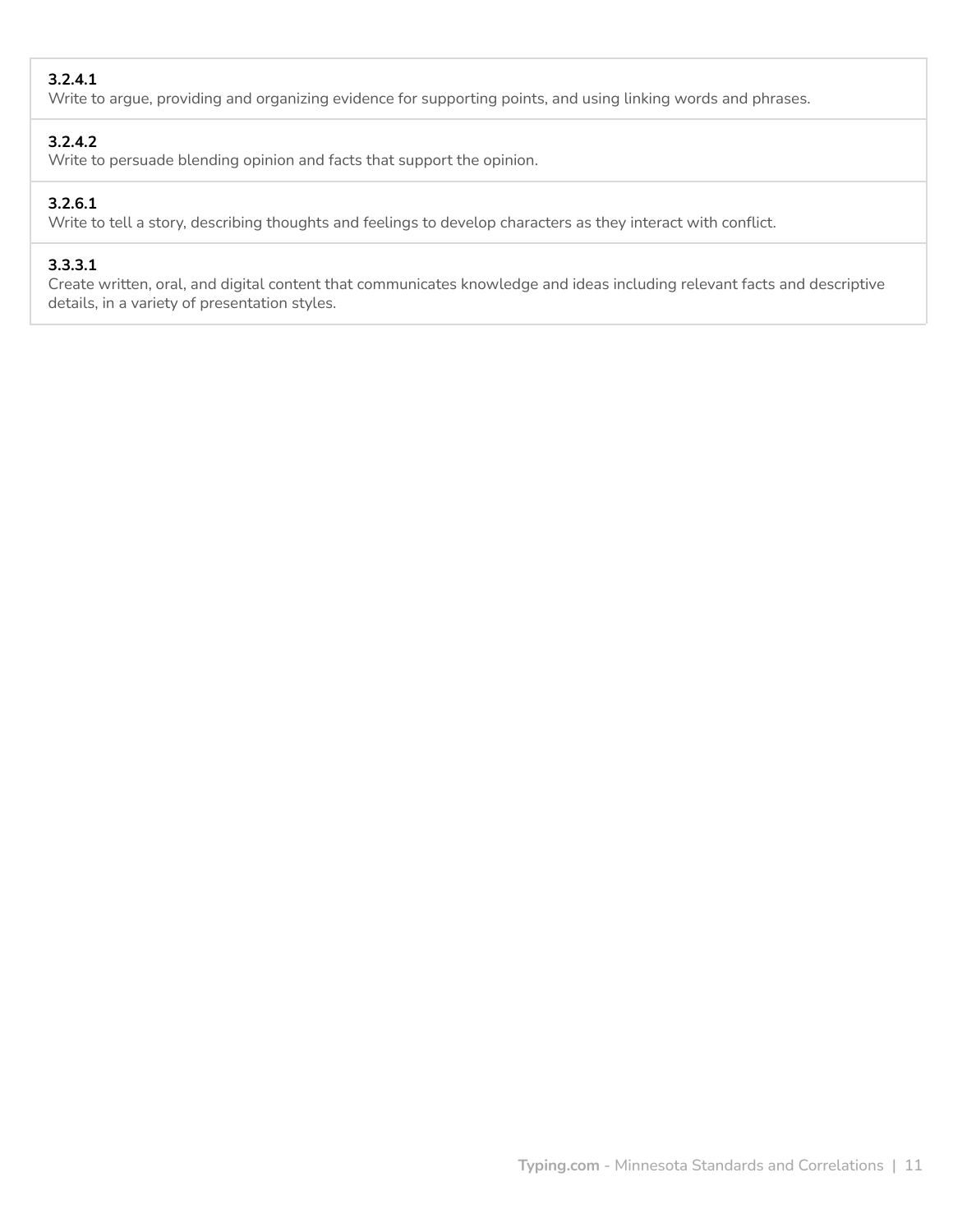**3.2.4.1**
Write to argue, providing and organizing evidence for supporting points, and using linking words and phrases.

**3.2.4.2**
Write to persuade blending opinion and facts that support the opinion.

**3.2.6.1**
Write to tell a story, describing thoughts and feelings to develop characters as they interact with conflict.

**3.3.3.1**
Create written, oral, and digital content that communicates knowledge and ideas including relevant facts and descriptive details, in a variety of presentation styles.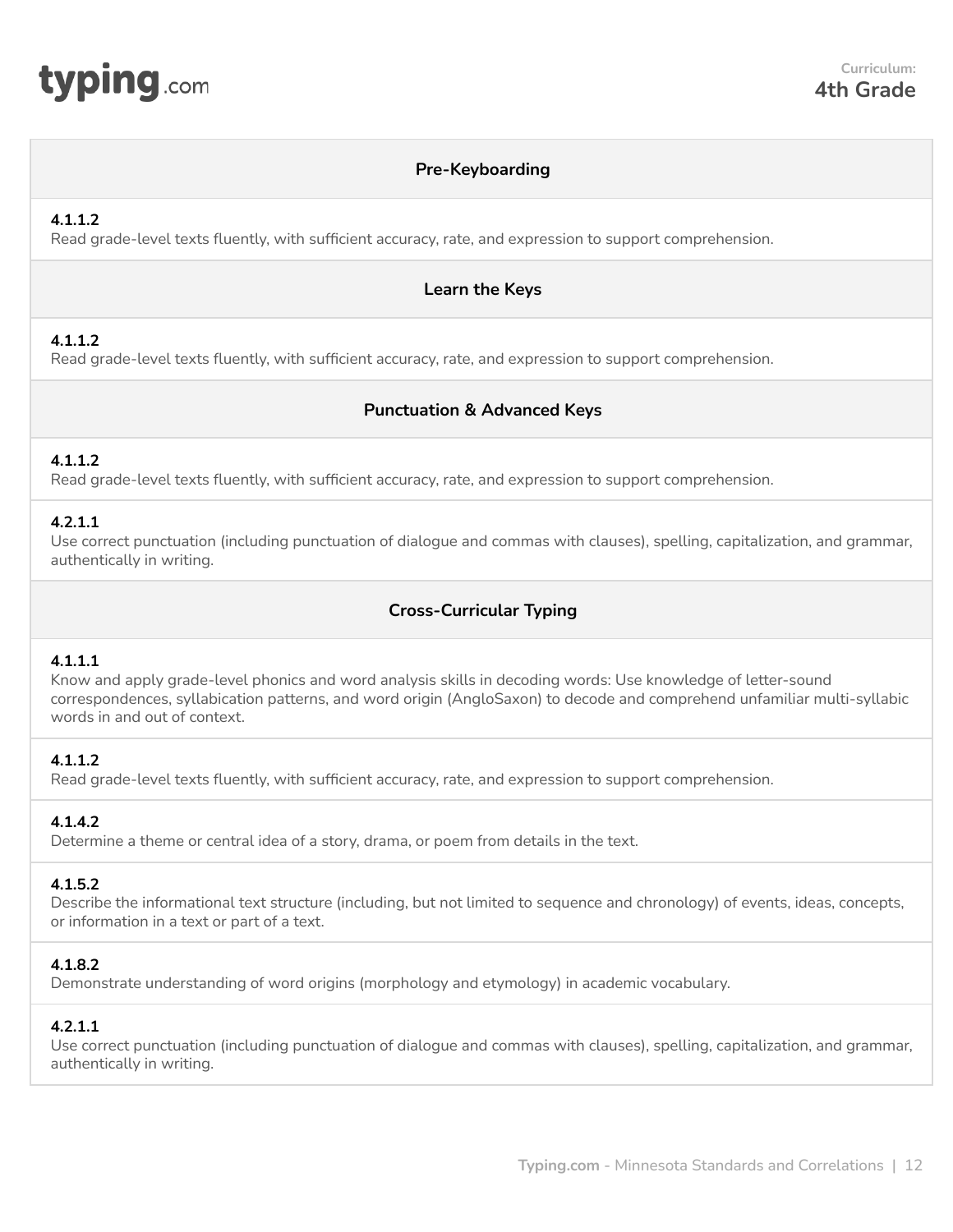**Curriculum:**
**4th Grade**

## Pre-Keyboarding

**4.1.1.2**
Read grade-level texts fluently, with sufficient accuracy, rate, and expression to support comprehension.

## Learn the Keys

**4.1.1.2**
Read grade-level texts fluently, with sufficient accuracy, rate, and expression to support comprehension.

## Punctuation & Advanced Keys

**4.1.1.2**
Read grade-level texts fluently, with sufficient accuracy, rate, and expression to support comprehension.

**4.2.1.1**
Use correct punctuation (including punctuation of dialogue and commas with clauses), spelling, capitalization, and grammar, authentically in writing.

## Cross-Curricular Typing

**4.1.1.1**
Know and apply grade-level phonics and word analysis skills in decoding words: Use knowledge of letter-sound correspondences, syllabication patterns, and word origin (AngloSaxon) to decode and comprehend unfamiliar multi-syllabic words in and out of context.

**4.1.1.2**
Read grade-level texts fluently, with sufficient accuracy, rate, and expression to support comprehension.

**4.1.4.2**
Determine a theme or central idea of a story, drama, or poem from details in the text.

**4.1.5.2**
Describe the informational text structure (including, but not limited to sequence and chronology) of events, ideas, concepts, or information in a text or part of a text.

**4.1.8.2**
Demonstrate understanding of word origins (morphology and etymology) in academic vocabulary.

**4.2.1.1**
Use correct punctuation (including punctuation of dialogue and commas with clauses), spelling, capitalization, and grammar, authentically in writing.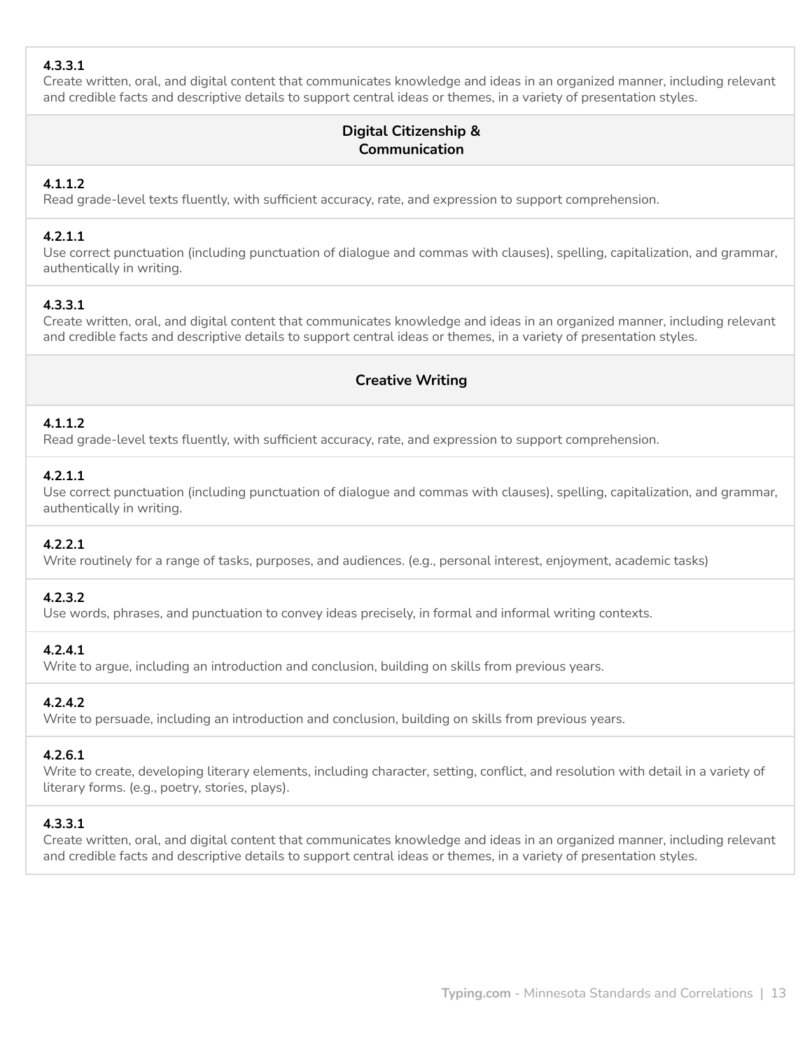**4.3.3.1**
Create written, oral, and digital content that communicates knowledge and ideas in an organized manner, including relevant and credible facts and descriptive details to support central ideas or themes, in a variety of presentation styles.

### Digital Citizenship & Communication

**4.1.1.2**
Read grade-level texts fluently, with sufficient accuracy, rate, and expression to support comprehension.

**4.2.1.1**
Use correct punctuation (including punctuation of dialogue and commas with clauses), spelling, capitalization, and grammar, authentically in writing.

**4.3.3.1**
Create written, oral, and digital content that communicates knowledge and ideas in an organized manner, including relevant and credible facts and descriptive details to support central ideas or themes, in a variety of presentation styles.

### Creative Writing

**4.1.1.2**
Read grade-level texts fluently, with sufficient accuracy, rate, and expression to support comprehension.

**4.2.1.1**
Use correct punctuation (including punctuation of dialogue and commas with clauses), spelling, capitalization, and grammar, authentically in writing.

**4.2.2.1**
Write routinely for a range of tasks, purposes, and audiences. (e.g., personal interest, enjoyment, academic tasks)

**4.2.3.2**
Use words, phrases, and punctuation to convey ideas precisely, in formal and informal writing contexts.

**4.2.4.1**
Write to argue, including an introduction and conclusion, building on skills from previous years.

**4.2.4.2**
Write to persuade, including an introduction and conclusion, building on skills from previous years.

**4.2.6.1**
Write to create, developing literary elements, including character, setting, conflict, and resolution with detail in a variety of literary forms. (e.g., poetry, stories, plays).

**4.3.3.1**
Create written, oral, and digital content that communicates knowledge and ideas in an organized manner, including relevant and credible facts and descriptive details to support central ideas or themes, in a variety of presentation styles.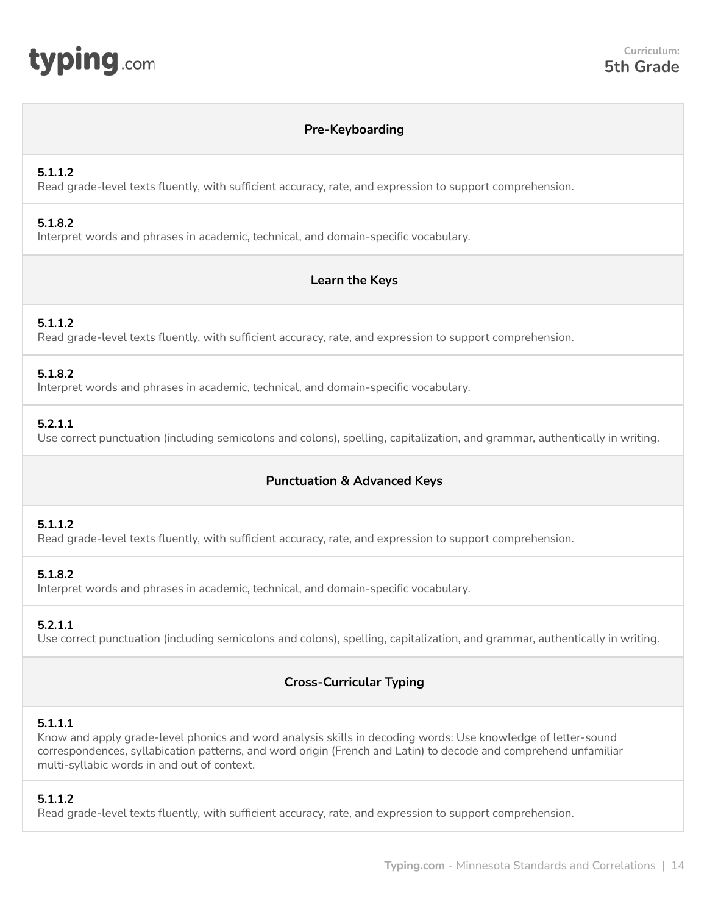**Curriculum:**
**5th Grade**

## Pre-Keyboarding

**5.1.1.2**
Read grade-level texts fluently, with sufficient accuracy, rate, and expression to support comprehension.

**5.1.8.2**
Interpret words and phrases in academic, technical, and domain-specific vocabulary.

## Learn the Keys

**5.1.1.2**
Read grade-level texts fluently, with sufficient accuracy, rate, and expression to support comprehension.

**5.1.8.2**
Interpret words and phrases in academic, technical, and domain-specific vocabulary.

**5.2.1.1**
Use correct punctuation (including semicolons and colons), spelling, capitalization, and grammar, authentically in writing.

## Punctuation & Advanced Keys

**5.1.1.2**
Read grade-level texts fluently, with sufficient accuracy, rate, and expression to support comprehension.

**5.1.8.2**
Interpret words and phrases in academic, technical, and domain-specific vocabulary.

**5.2.1.1**
Use correct punctuation (including semicolons and colons), spelling, capitalization, and grammar, authentically in writing.

## Cross-Curricular Typing

**5.1.1.1**
Know and apply grade-level phonics and word analysis skills in decoding words: Use knowledge of letter-sound correspondences, syllabication patterns, and word origin (French and Latin) to decode and comprehend unfamiliar multi-syllabic words in and out of context.

**5.1.1.2**
Read grade-level texts fluently, with sufficient accuracy, rate, and expression to support comprehension.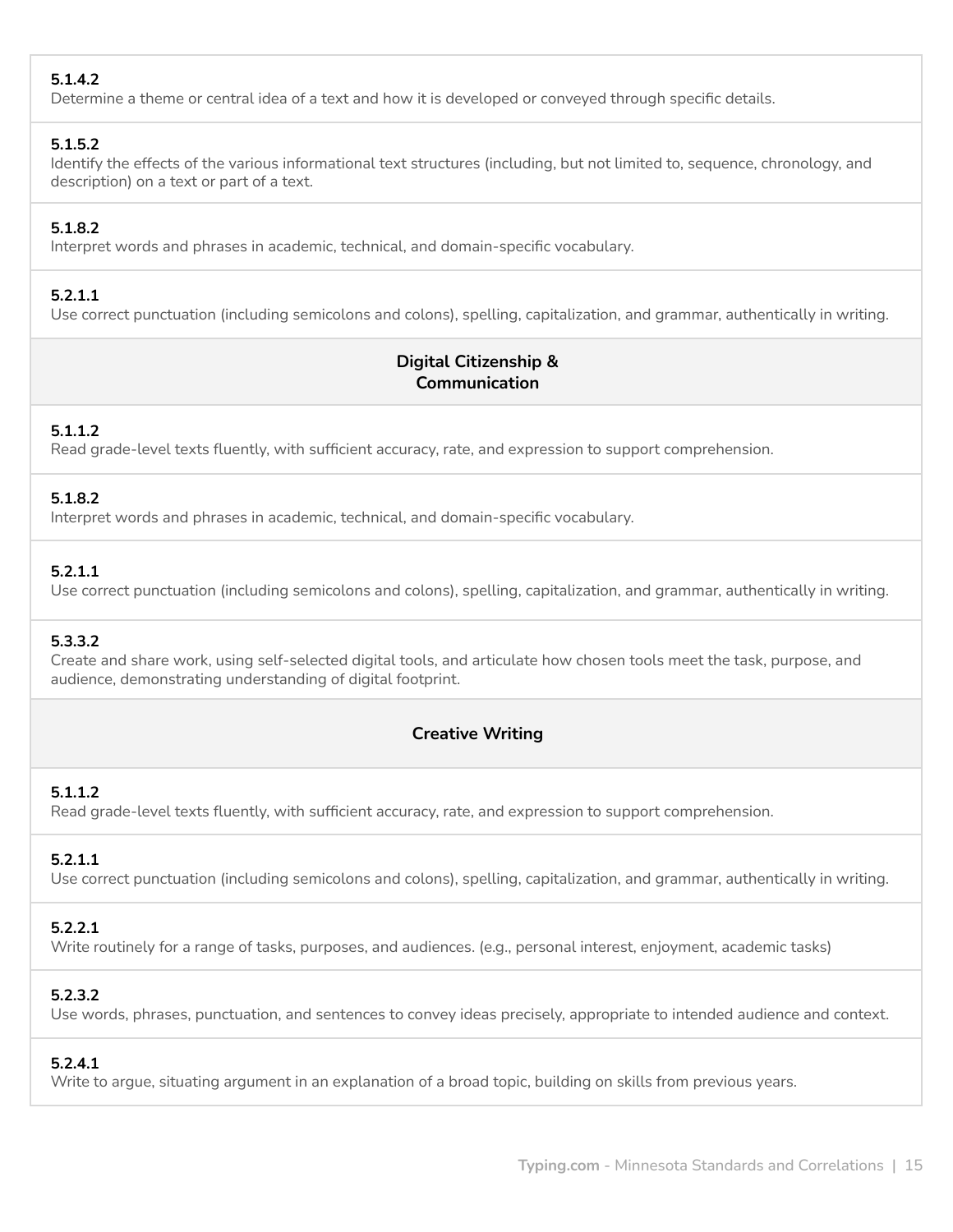**5.1.4.2**
Determine a theme or central idea of a text and how it is developed or conveyed through specific details.

**5.1.5.2**
Identify the effects of the various informational text structures (including, but not limited to, sequence, chronology, and description) on a text or part of a text.

**5.1.8.2**
Interpret words and phrases in academic, technical, and domain-specific vocabulary.

**5.2.1.1**
Use correct punctuation (including semicolons and colons), spelling, capitalization, and grammar, authentically in writing.

### Digital Citizenship & Communication

**5.1.1.2**
Read grade-level texts fluently, with sufficient accuracy, rate, and expression to support comprehension.

**5.1.8.2**
Interpret words and phrases in academic, technical, and domain-specific vocabulary.

**5.2.1.1**
Use correct punctuation (including semicolons and colons), spelling, capitalization, and grammar, authentically in writing.

**5.3.3.2**
Create and share work, using self-selected digital tools, and articulate how chosen tools meet the task, purpose, and audience, demonstrating understanding of digital footprint.

### Creative Writing

**5.1.1.2**
Read grade-level texts fluently, with sufficient accuracy, rate, and expression to support comprehension.

**5.2.1.1**
Use correct punctuation (including semicolons and colons), spelling, capitalization, and grammar, authentically in writing.

**5.2.2.1**
Write routinely for a range of tasks, purposes, and audiences. (e.g., personal interest, enjoyment, academic tasks)

**5.2.3.2**
Use words, phrases, punctuation, and sentences to convey ideas precisely, appropriate to intended audience and context.

**5.2.4.1**
Write to argue, situating argument in an explanation of a broad topic, building on skills from previous years.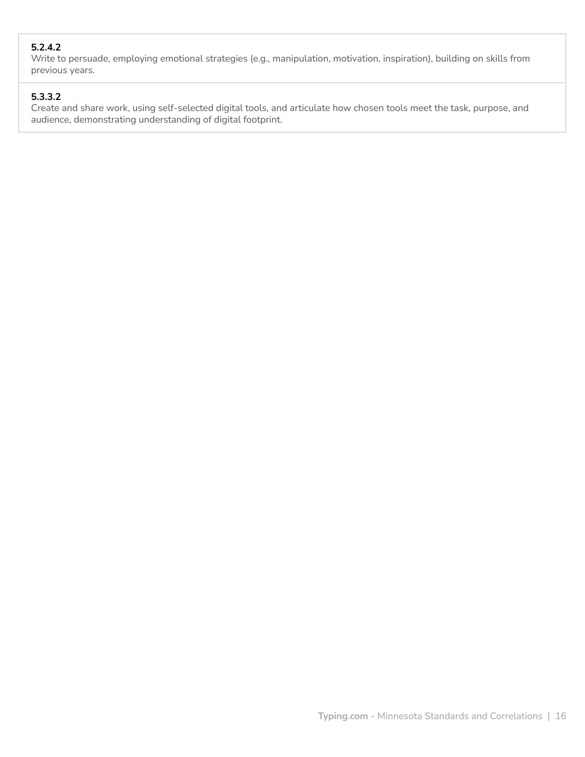**5.2.4.2**
Write to persuade, employing emotional strategies (e.g., manipulation, motivation, inspiration), building on skills from previous years.

**5.3.3.2**
Create and share work, using self-selected digital tools, and articulate how chosen tools meet the task, purpose, and audience, demonstrating understanding of digital footprint.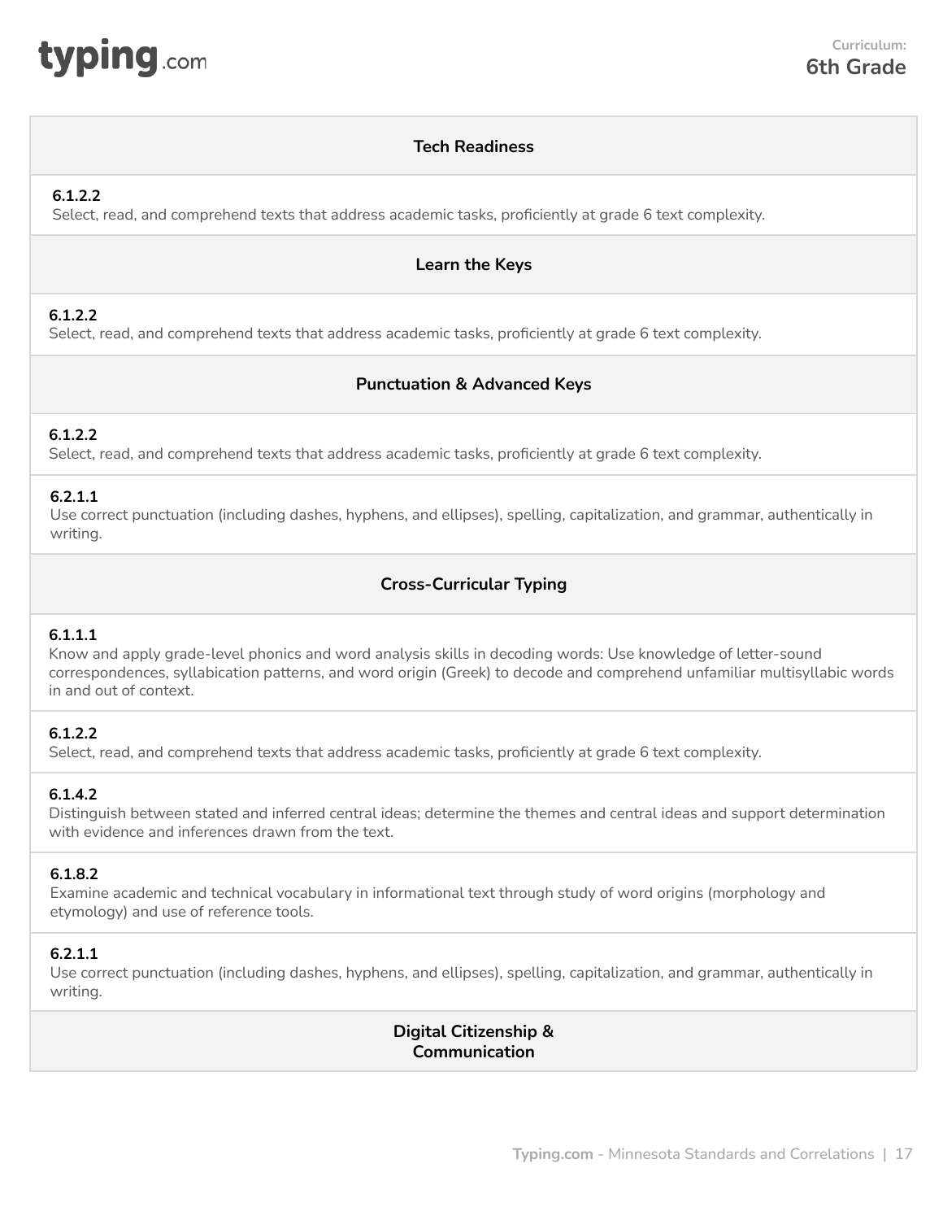## Curriculum: 6th Grade

### Tech Readiness

**6.1.2.2**
Select, read, and comprehend texts that address academic tasks, proficiently at grade 6 text complexity.

### Learn the Keys

**6.1.2.2**
Select, read, and comprehend texts that address academic tasks, proficiently at grade 6 text complexity.

### Punctuation & Advanced Keys

**6.1.2.2**
Select, read, and comprehend texts that address academic tasks, proficiently at grade 6 text complexity.

**6.2.1.1**
Use correct punctuation (including dashes, hyphens, and ellipses), spelling, capitalization, and grammar, authentically in writing.

### Cross-Curricular Typing

**6.1.1.1**
Know and apply grade-level phonics and word analysis skills in decoding words: Use knowledge of letter-sound correspondences, syllabication patterns, and word origin (Greek) to decode and comprehend unfamiliar multisyllabic words in and out of context.

**6.1.2.2**
Select, read, and comprehend texts that address academic tasks, proficiently at grade 6 text complexity.

**6.1.4.2**
Distinguish between stated and inferred central ideas; determine the themes and central ideas and support determination with evidence and inferences drawn from the text.

**6.1.8.2**
Examine academic and technical vocabulary in informational text through study of word origins (morphology and etymology) and use of reference tools.

**6.2.1.1**
Use correct punctuation (including dashes, hyphens, and ellipses), spelling, capitalization, and grammar, authentically in writing.

### Digital Citizenship & Communication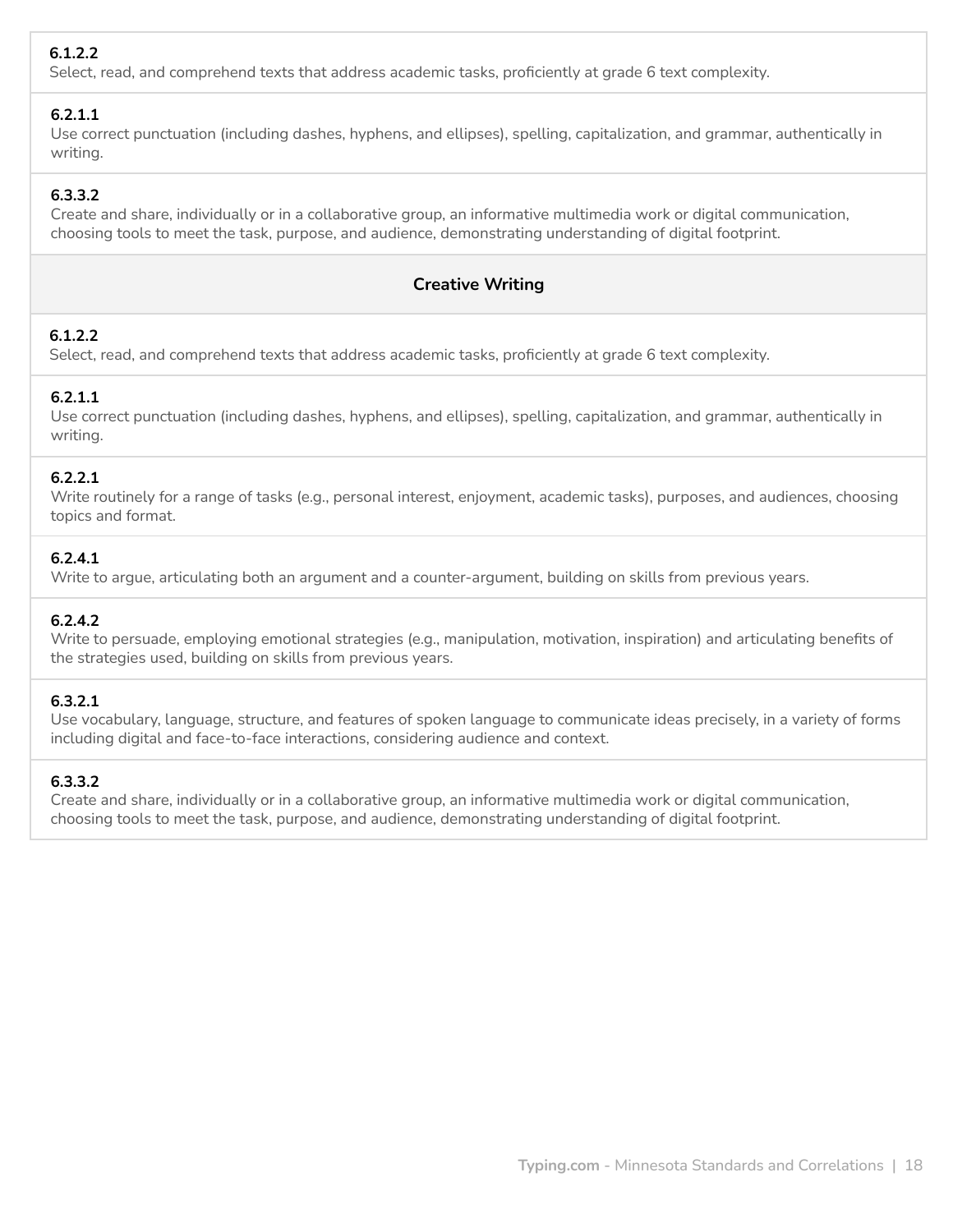**6.1.2.2**
Select, read, and comprehend texts that address academic tasks, proficiently at grade 6 text complexity.

**6.2.1.1**
Use correct punctuation (including dashes, hyphens, and ellipses), spelling, capitalization, and grammar, authentically in writing.

**6.3.3.2**
Create and share, individually or in a collaborative group, an informative multimedia work or digital communication, choosing tools to meet the task, purpose, and audience, demonstrating understanding of digital footprint.

## Creative Writing

**6.1.2.2**
Select, read, and comprehend texts that address academic tasks, proficiently at grade 6 text complexity.

**6.2.1.1**
Use correct punctuation (including dashes, hyphens, and ellipses), spelling, capitalization, and grammar, authentically in writing.

**6.2.2.1**
Write routinely for a range of tasks (e.g., personal interest, enjoyment, academic tasks), purposes, and audiences, choosing topics and format.

**6.2.4.1**
Write to argue, articulating both an argument and a counter-argument, building on skills from previous years.

**6.2.4.2**
Write to persuade, employing emotional strategies (e.g., manipulation, motivation, inspiration) and articulating benefits of the strategies used, building on skills from previous years.

**6.3.2.1**
Use vocabulary, language, structure, and features of spoken language to communicate ideas precisely, in a variety of forms including digital and face-to-face interactions, considering audience and context.

**6.3.3.2**
Create and share, individually or in a collaborative group, an informative multimedia work or digital communication, choosing tools to meet the task, purpose, and audience, demonstrating understanding of digital footprint.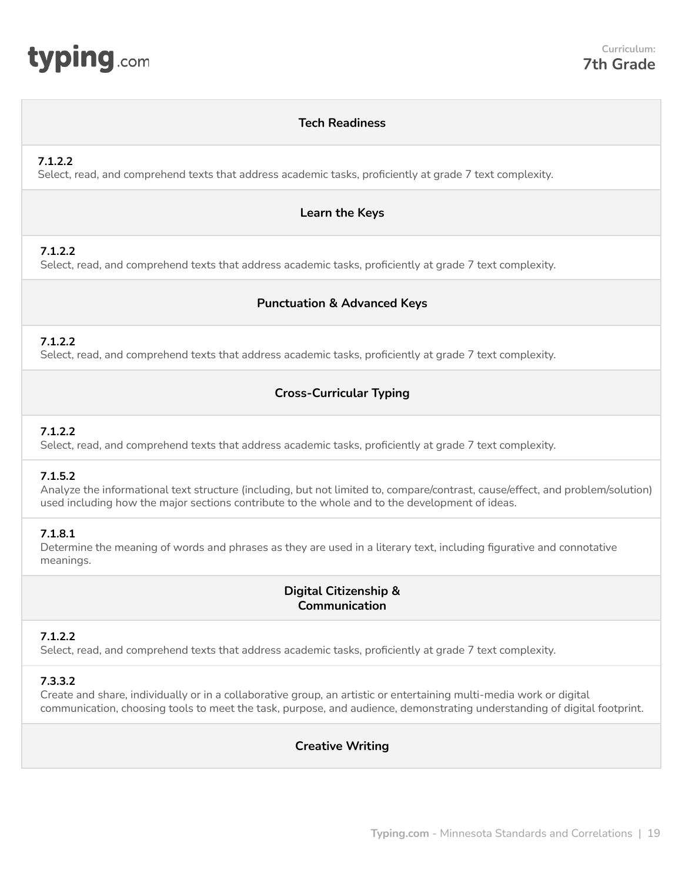**Curriculum:**
**7th Grade**

### Tech Readiness

**7.1.2.2**
Select, read, and comprehend texts that address academic tasks, proficiently at grade 7 text complexity.

### Learn the Keys

**7.1.2.2**
Select, read, and comprehend texts that address academic tasks, proficiently at grade 7 text complexity.

### Punctuation & Advanced Keys

**7.1.2.2**
Select, read, and comprehend texts that address academic tasks, proficiently at grade 7 text complexity.

### Cross-Curricular Typing

**7.1.2.2**
Select, read, and comprehend texts that address academic tasks, proficiently at grade 7 text complexity.

**7.1.5.2**
Analyze the informational text structure (including, but not limited to, compare/contrast, cause/effect, and problem/solution) used including how the major sections contribute to the whole and to the development of ideas.

**7.1.8.1**
Determine the meaning of words and phrases as they are used in a literary text, including figurative and connotative meanings.

### Digital Citizenship & Communication

**7.1.2.2**
Select, read, and comprehend texts that address academic tasks, proficiently at grade 7 text complexity.

**7.3.3.2**
Create and share, individually or in a collaborative group, an artistic or entertaining multi-media work or digital communication, choosing tools to meet the task, purpose, and audience, demonstrating understanding of digital footprint.

### Creative Writing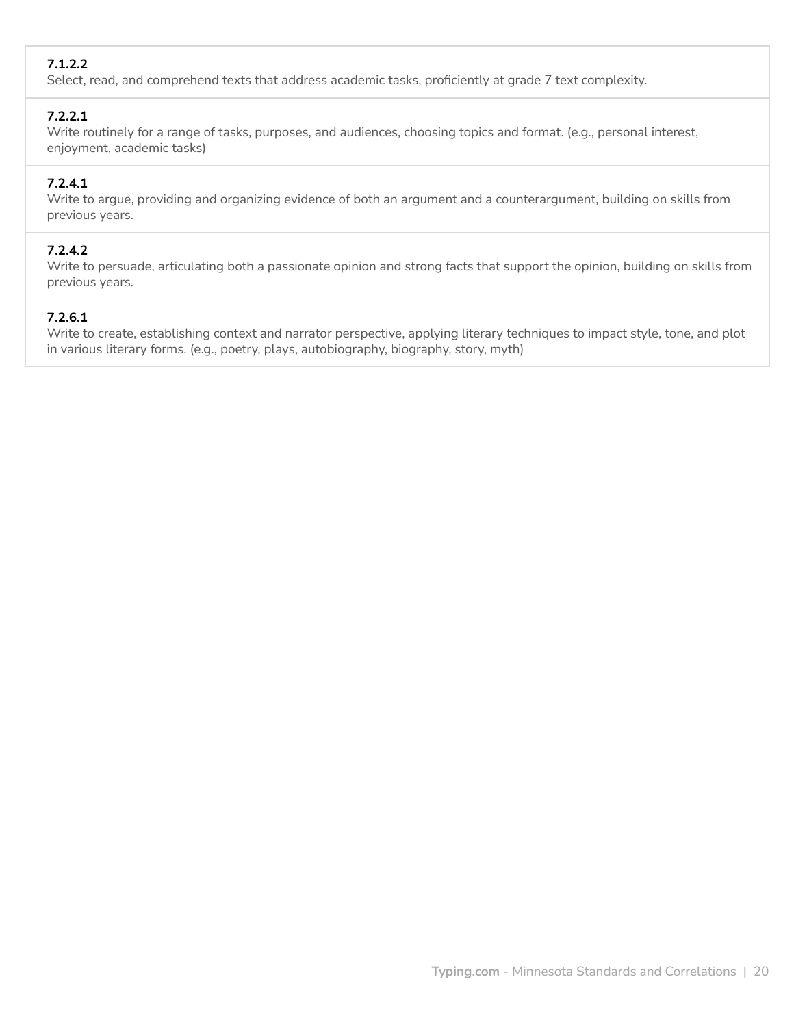**7.1.2.2**
Select, read, and comprehend texts that address academic tasks, proficiently at grade 7 text complexity.

**7.2.2.1**
Write routinely for a range of tasks, purposes, and audiences, choosing topics and format. (e.g., personal interest, enjoyment, academic tasks)

**7.2.4.1**
Write to argue, providing and organizing evidence of both an argument and a counterargument, building on skills from previous years.

**7.2.4.2**
Write to persuade, articulating both a passionate opinion and strong facts that support the opinion, building on skills from previous years.

**7.2.6.1**
Write to create, establishing context and narrator perspective, applying literary techniques to impact style, tone, and plot in various literary forms. (e.g., poetry, plays, autobiography, biography, story, myth)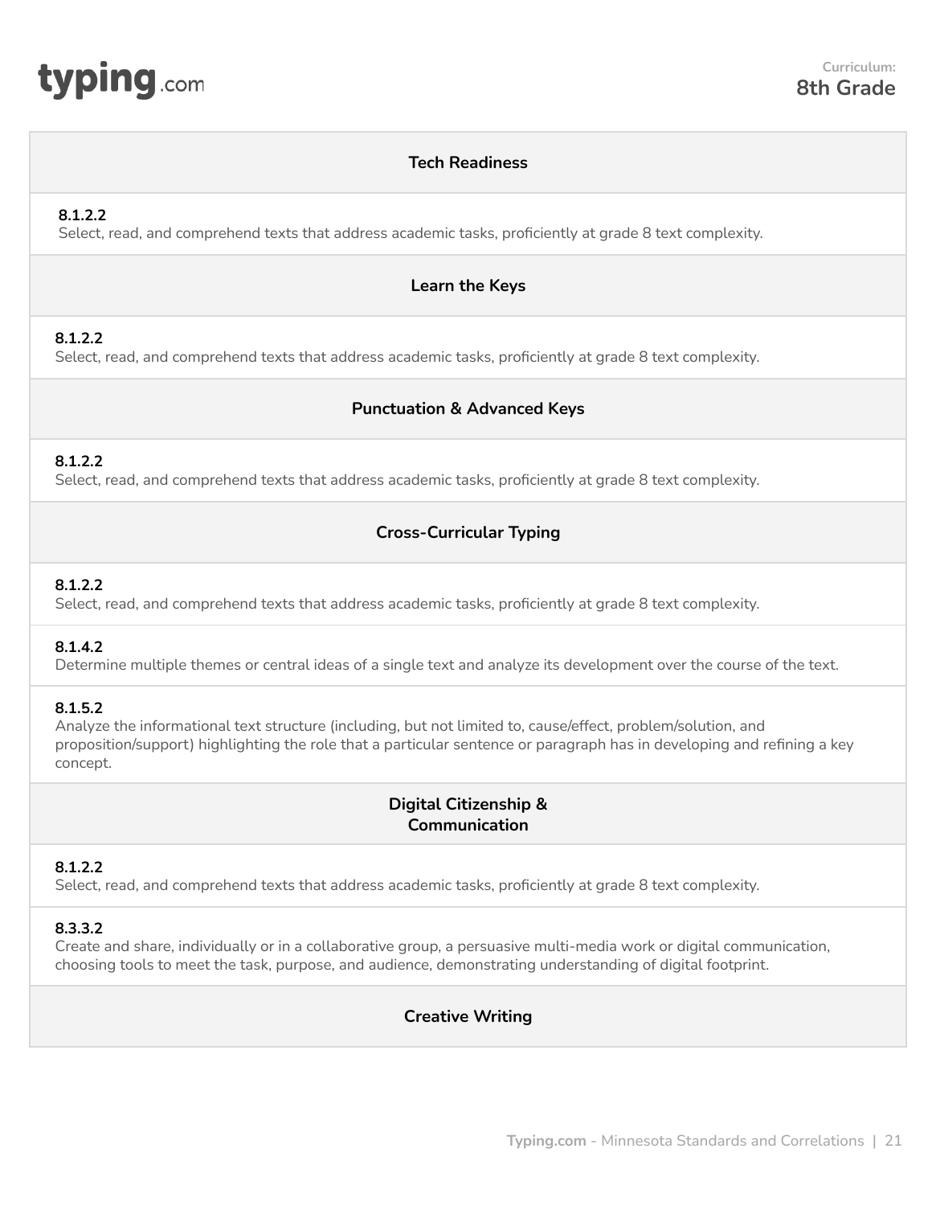Curriculum:
**8th Grade**

### Tech Readiness

**8.1.2.2**
Select, read, and comprehend texts that address academic tasks, proficiently at grade 8 text complexity.

### Learn the Keys

**8.1.2.2**
Select, read, and comprehend texts that address academic tasks, proficiently at grade 8 text complexity.

### Punctuation & Advanced Keys

**8.1.2.2**
Select, read, and comprehend texts that address academic tasks, proficiently at grade 8 text complexity.

### Cross-Curricular Typing

**8.1.2.2**
Select, read, and comprehend texts that address academic tasks, proficiently at grade 8 text complexity.

**8.1.4.2**
Determine multiple themes or central ideas of a single text and analyze its development over the course of the text.

**8.1.5.2**
Analyze the informational text structure (including, but not limited to, cause/effect, problem/solution, and proposition/support) highlighting the role that a particular sentence or paragraph has in developing and refining a key concept.

### Digital Citizenship & Communication

**8.1.2.2**
Select, read, and comprehend texts that address academic tasks, proficiently at grade 8 text complexity.

**8.3.3.2**
Create and share, individually or in a collaborative group, a persuasive multi-media work or digital communication, choosing tools to meet the task, purpose, and audience, demonstrating understanding of digital footprint.

### Creative Writing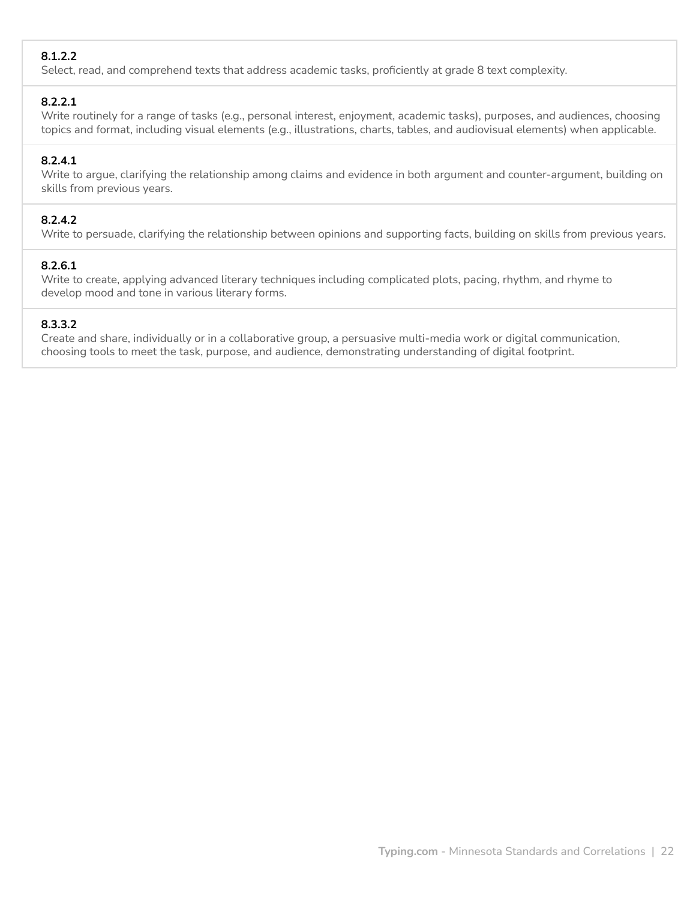**8.1.2.2**
Select, read, and comprehend texts that address academic tasks, proficiently at grade 8 text complexity.

**8.2.2.1**
Write routinely for a range of tasks (e.g., personal interest, enjoyment, academic tasks), purposes, and audiences, choosing topics and format, including visual elements (e.g., illustrations, charts, tables, and audiovisual elements) when applicable.

**8.2.4.1**
Write to argue, clarifying the relationship among claims and evidence in both argument and counter-argument, building on skills from previous years.

**8.2.4.2**
Write to persuade, clarifying the relationship between opinions and supporting facts, building on skills from previous years.

**8.2.6.1**
Write to create, applying advanced literary techniques including complicated plots, pacing, rhythm, and rhyme to develop mood and tone in various literary forms.

**8.3.3.2**
Create and share, individually or in a collaborative group, a persuasive multi-media work or digital communication, choosing tools to meet the task, purpose, and audience, demonstrating understanding of digital footprint.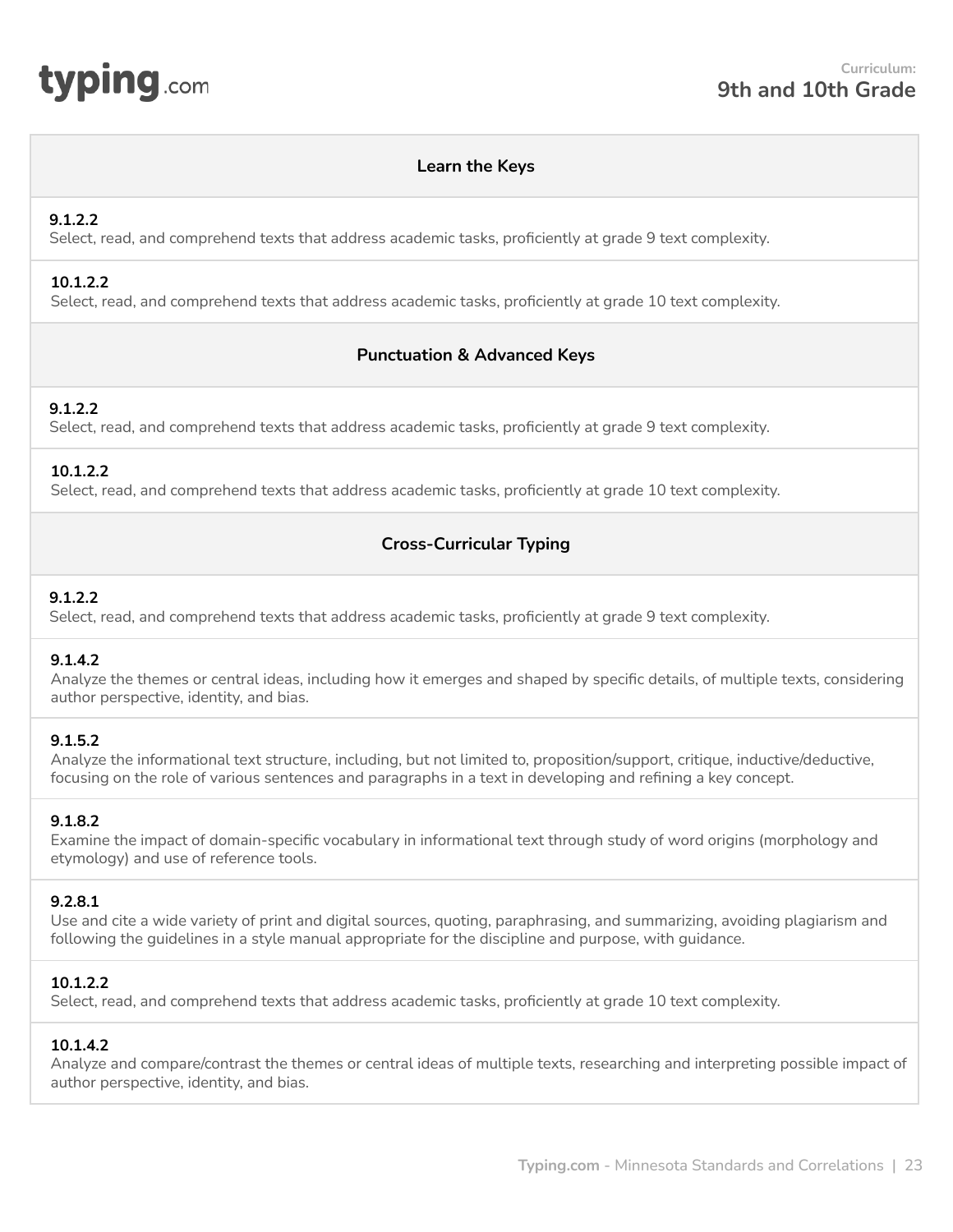## Learn the Keys

**9.1.2.2**
Select, read, and comprehend texts that address academic tasks, proficiently at grade 9 text complexity.

**10.1.2.2**
Select, read, and comprehend texts that address academic tasks, proficiently at grade 10 text complexity.

## Punctuation & Advanced Keys

**9.1.2.2**
Select, read, and comprehend texts that address academic tasks, proficiently at grade 9 text complexity.

**10.1.2.2**
Select, read, and comprehend texts that address academic tasks, proficiently at grade 10 text complexity.

## Cross-Curricular Typing

**9.1.2.2**
Select, read, and comprehend texts that address academic tasks, proficiently at grade 9 text complexity.

**9.1.4.2**
Analyze the themes or central ideas, including how it emerges and shaped by specific details, of multiple texts, considering author perspective, identity, and bias.

**9.1.5.2**
Analyze the informational text structure, including, but not limited to, proposition/support, critique, inductive/deductive, focusing on the role of various sentences and paragraphs in a text in developing and refining a key concept.

**9.1.8.2**
Examine the impact of domain-specific vocabulary in informational text through study of word origins (morphology and etymology) and use of reference tools.

**9.2.8.1**
Use and cite a wide variety of print and digital sources, quoting, paraphrasing, and summarizing, avoiding plagiarism and following the guidelines in a style manual appropriate for the discipline and purpose, with guidance.

**10.1.2.2**
Select, read, and comprehend texts that address academic tasks, proficiently at grade 10 text complexity.

**10.1.4.2**
Analyze and compare/contrast the themes or central ideas of multiple texts, researching and interpreting possible impact of author perspective, identity, and bias.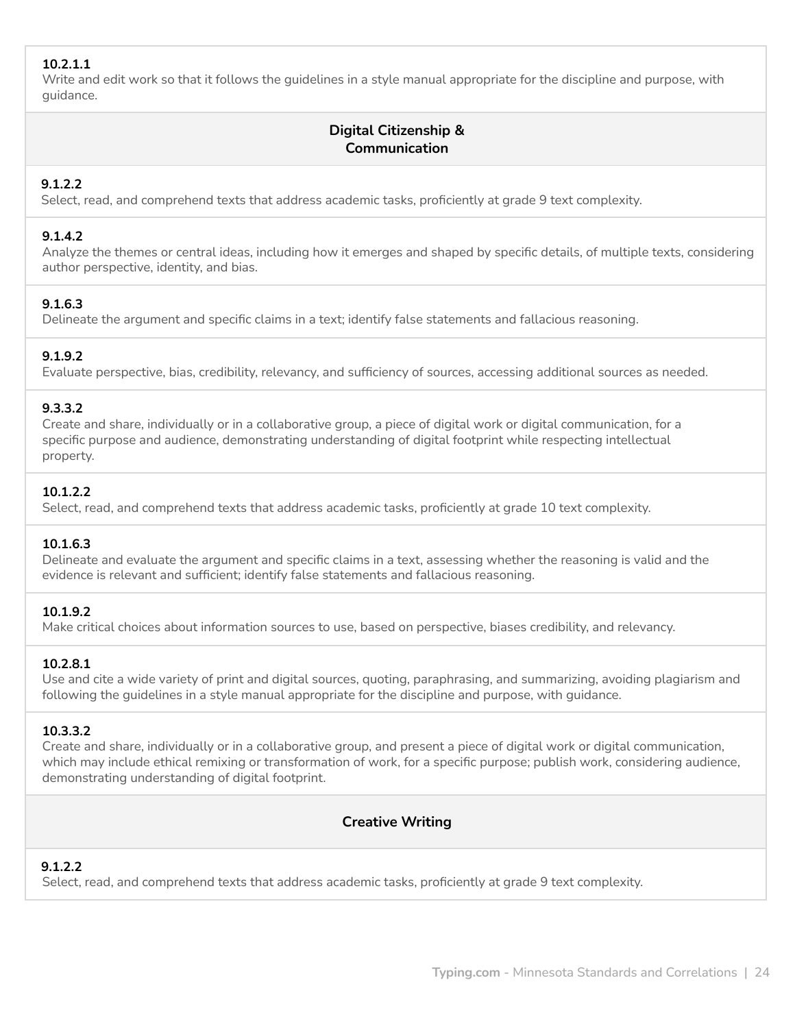**10.2.1.1**
Write and edit work so that it follows the guidelines in a style manual appropriate for the discipline and purpose, with guidance.

## Digital Citizenship & Communication

**9.1.2.2**
Select, read, and comprehend texts that address academic tasks, proficiently at grade 9 text complexity.

**9.1.4.2**
Analyze the themes or central ideas, including how it emerges and shaped by specific details, of multiple texts, considering author perspective, identity, and bias.

**9.1.6.3**
Delineate the argument and specific claims in a text; identify false statements and fallacious reasoning.

**9.1.9.2**
Evaluate perspective, bias, credibility, relevancy, and sufficiency of sources, accessing additional sources as needed.

**9.3.3.2**
Create and share, individually or in a collaborative group, a piece of digital work or digital communication, for a specific purpose and audience, demonstrating understanding of digital footprint while respecting intellectual property.

**10.1.2.2**
Select, read, and comprehend texts that address academic tasks, proficiently at grade 10 text complexity.

**10.1.6.3**
Delineate and evaluate the argument and specific claims in a text, assessing whether the reasoning is valid and the evidence is relevant and sufficient; identify false statements and fallacious reasoning.

**10.1.9.2**
Make critical choices about information sources to use, based on perspective, biases credibility, and relevancy.

**10.2.8.1**
Use and cite a wide variety of print and digital sources, quoting, paraphrasing, and summarizing, avoiding plagiarism and following the guidelines in a style manual appropriate for the discipline and purpose, with guidance.

**10.3.3.2**
Create and share, individually or in a collaborative group, and present a piece of digital work or digital communication, which may include ethical remixing or transformation of work, for a specific purpose; publish work, considering audience, demonstrating understanding of digital footprint.

## Creative Writing

**9.1.2.2**
Select, read, and comprehend texts that address academic tasks, proficiently at grade 9 text complexity.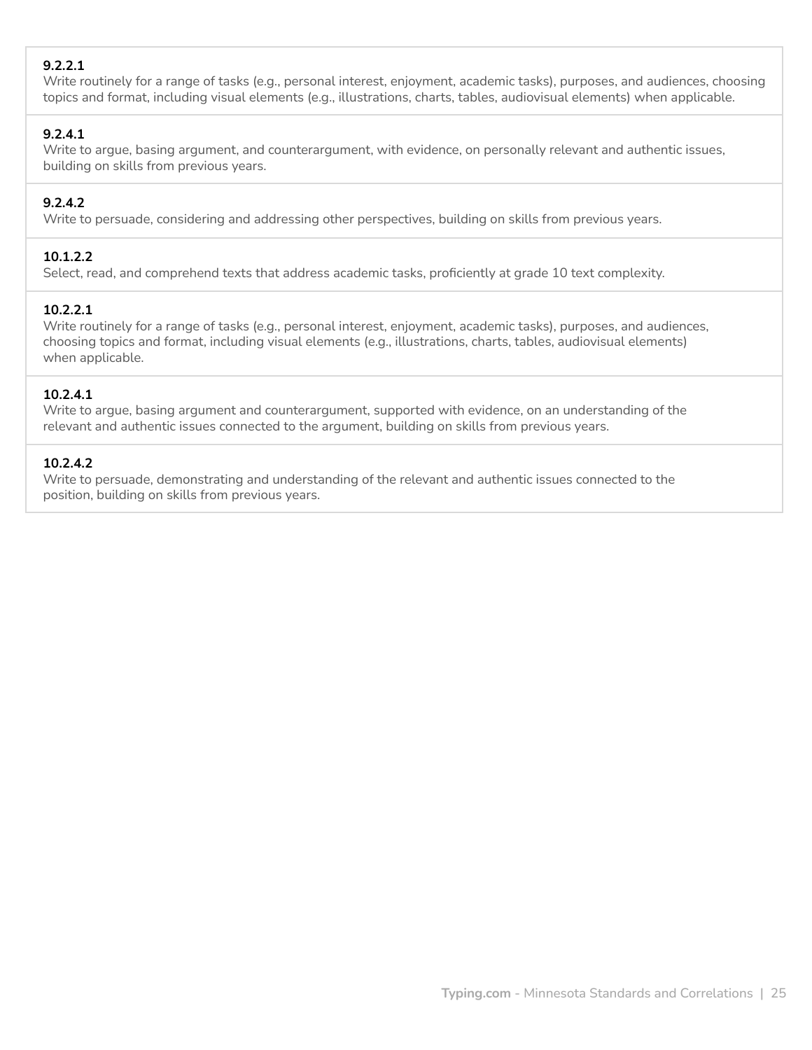**9.2.2.1**
Write routinely for a range of tasks (e.g., personal interest, enjoyment, academic tasks), purposes, and audiences, choosing topics and format, including visual elements (e.g., illustrations, charts, tables, audiovisual elements) when applicable.

**9.2.4.1**
Write to argue, basing argument, and counterargument, with evidence, on personally relevant and authentic issues, building on skills from previous years.

**9.2.4.2**
Write to persuade, considering and addressing other perspectives, building on skills from previous years.

**10.1.2.2**
Select, read, and comprehend texts that address academic tasks, proficiently at grade 10 text complexity.

**10.2.2.1**
Write routinely for a range of tasks (e.g., personal interest, enjoyment, academic tasks), purposes, and audiences, choosing topics and format, including visual elements (e.g., illustrations, charts, tables, audiovisual elements) when applicable.

**10.2.4.1**
Write to argue, basing argument and counterargument, supported with evidence, on an understanding of the relevant and authentic issues connected to the argument, building on skills from previous years.

**10.2.4.2**
Write to persuade, demonstrating and understanding of the relevant and authentic issues connected to the position, building on skills from previous years.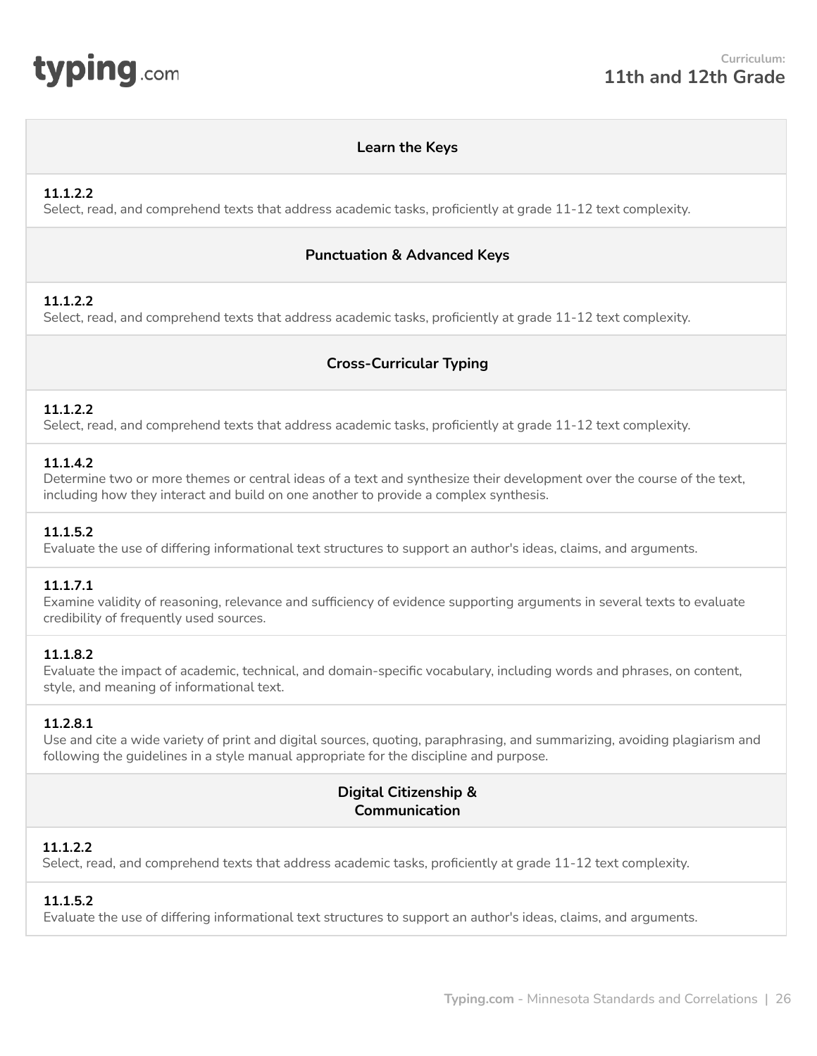# Curriculum: 11th and 12th Grade

## Learn the Keys

**11.1.2.2**
Select, read, and comprehend texts that address academic tasks, proficiently at grade 11-12 text complexity.

## Punctuation & Advanced Keys

**11.1.2.2**
Select, read, and comprehend texts that address academic tasks, proficiently at grade 11-12 text complexity.

## Cross-Curricular Typing

**11.1.2.2**
Select, read, and comprehend texts that address academic tasks, proficiently at grade 11-12 text complexity.

**11.1.4.2**
Determine two or more themes or central ideas of a text and synthesize their development over the course of the text, including how they interact and build on one another to provide a complex synthesis.

**11.1.5.2**
Evaluate the use of differing informational text structures to support an author's ideas, claims, and arguments.

**11.1.7.1**
Examine validity of reasoning, relevance and sufficiency of evidence supporting arguments in several texts to evaluate credibility of frequently used sources.

**11.1.8.2**
Evaluate the impact of academic, technical, and domain-specific vocabulary, including words and phrases, on content, style, and meaning of informational text.

**11.2.8.1**
Use and cite a wide variety of print and digital sources, quoting, paraphrasing, and summarizing, avoiding plagiarism and following the guidelines in a style manual appropriate for the discipline and purpose.

## Digital Citizenship & Communication

**11.1.2.2**
Select, read, and comprehend texts that address academic tasks, proficiently at grade 11-12 text complexity.

**11.1.5.2**
Evaluate the use of differing informational text structures to support an author's ideas, claims, and arguments.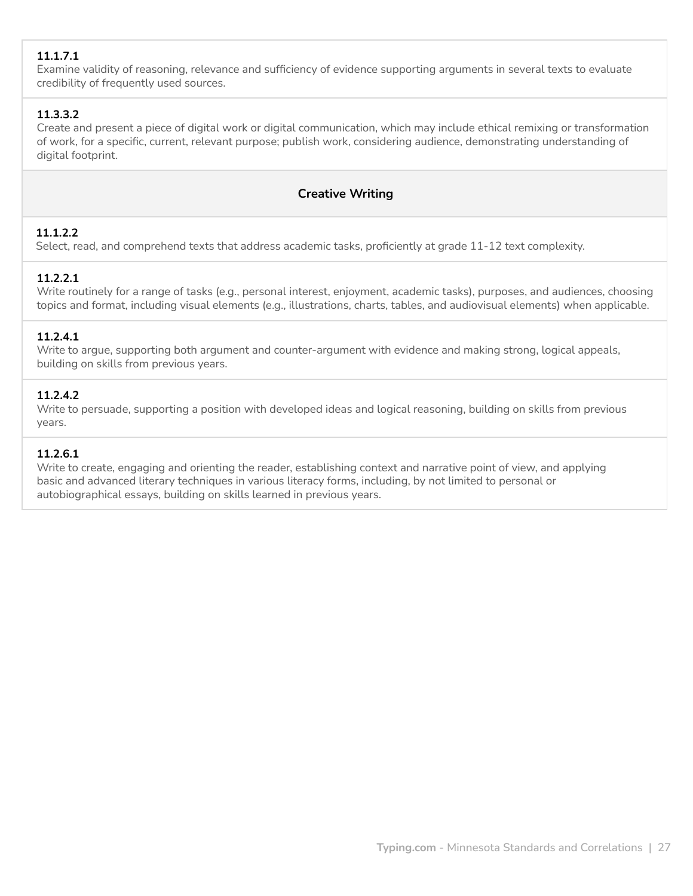**11.1.7.1**
Examine validity of reasoning, relevance and sufficiency of evidence supporting arguments in several texts to evaluate credibility of frequently used sources.

**11.3.3.2**
Create and present a piece of digital work or digital communication, which may include ethical remixing or transformation of work, for a specific, current, relevant purpose; publish work, considering audience, demonstrating understanding of digital footprint.

### Creative Writing

**11.1.2.2**
Select, read, and comprehend texts that address academic tasks, proficiently at grade 11-12 text complexity.

**11.2.2.1**
Write routinely for a range of tasks (e.g., personal interest, enjoyment, academic tasks), purposes, and audiences, choosing topics and format, including visual elements (e.g., illustrations, charts, tables, and audiovisual elements) when applicable.

**11.2.4.1**
Write to argue, supporting both argument and counter-argument with evidence and making strong, logical appeals, building on skills from previous years.

**11.2.4.2**
Write to persuade, supporting a position with developed ideas and logical reasoning, building on skills from previous years.

**11.2.6.1**
Write to create, engaging and orienting the reader, establishing context and narrative point of view, and applying basic and advanced literary techniques in various literacy forms, including, by not limited to personal or autobiographical essays, building on skills learned in previous years.